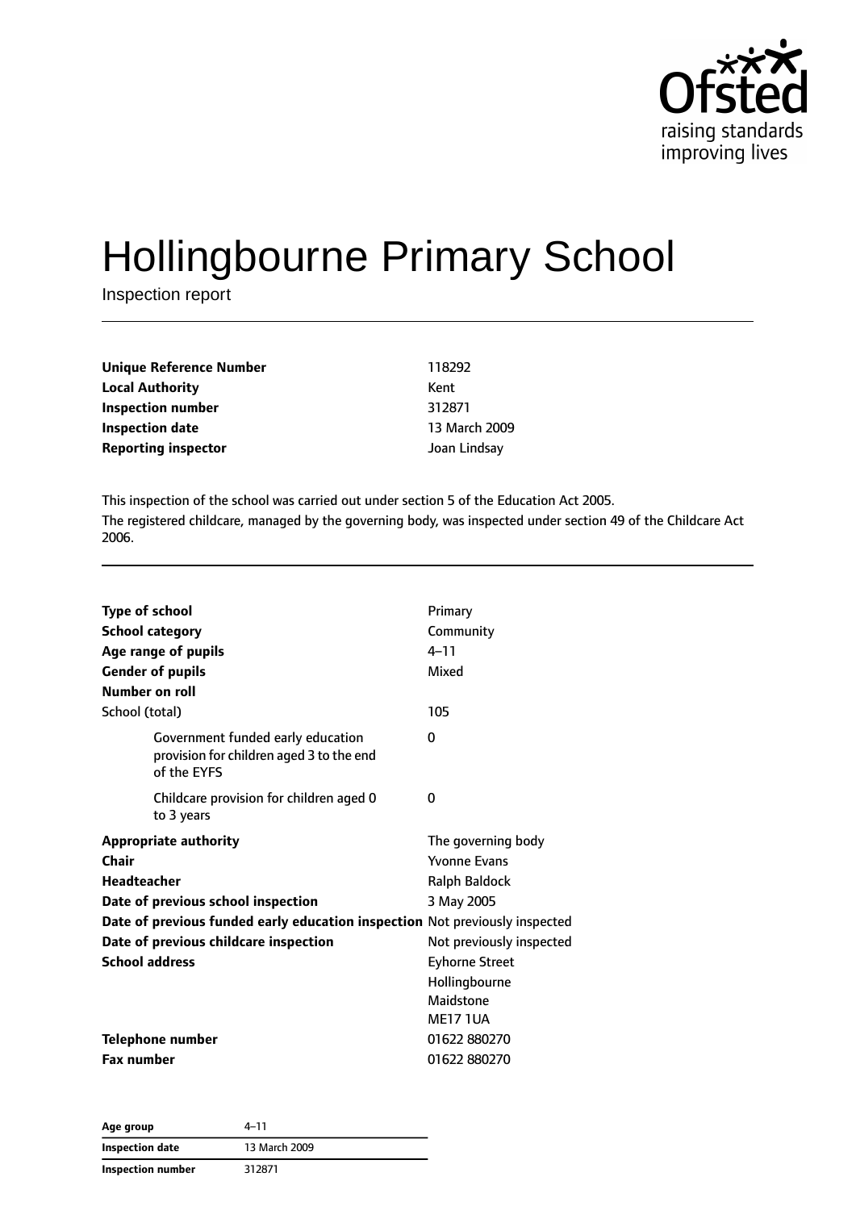# Hollingbourne Primary School

Inspection report

| | |
|---|---|
| **Unique Reference Number** | 118292 |
| **Local Authority** | Kent |
| **Inspection number** | 312871 |
| **Inspection date** | 13 March 2009 |
| **Reporting inspector** | Joan Lindsay |

This inspection of the school was carried out under section 5 of the Education Act 2005.

The registered childcare, managed by the governing body, was inspected under section 49 of the Childcare Act 2006.

| | |
|---|---|
| **Type of school** | Primary |
| **School category** | Community |
| **Age range of pupils** | 4–11 |
| **Gender of pupils** | Mixed |
| **Number on roll** | |
| School (total) | 105 |
| Government funded early education provision for children aged 3 to the end of the EYFS | 0 |
| Childcare provision for children aged 0 to 3 years | 0 |
| **Appropriate authority** | The governing body |
| **Chair** | Yvonne Evans |
| **Headteacher** | Ralph Baldock |
| **Date of previous school inspection** | 3 May 2005 |
| **Date of previous funded early education inspection** | Not previously inspected |
| **Date of previous childcare inspection** | Not previously inspected |
| **School address** | Eyhorne Street<br>Hollingbourne<br>Maidstone<br>ME17 1UA |
| **Telephone number** | 01622 880270 |
| **Fax number** | 01622 880270 |

| | |
|---|---|
| **Age group** | 4–11 |
| **Inspection date** | 13 March 2009 |
| **Inspection number** | 312871 |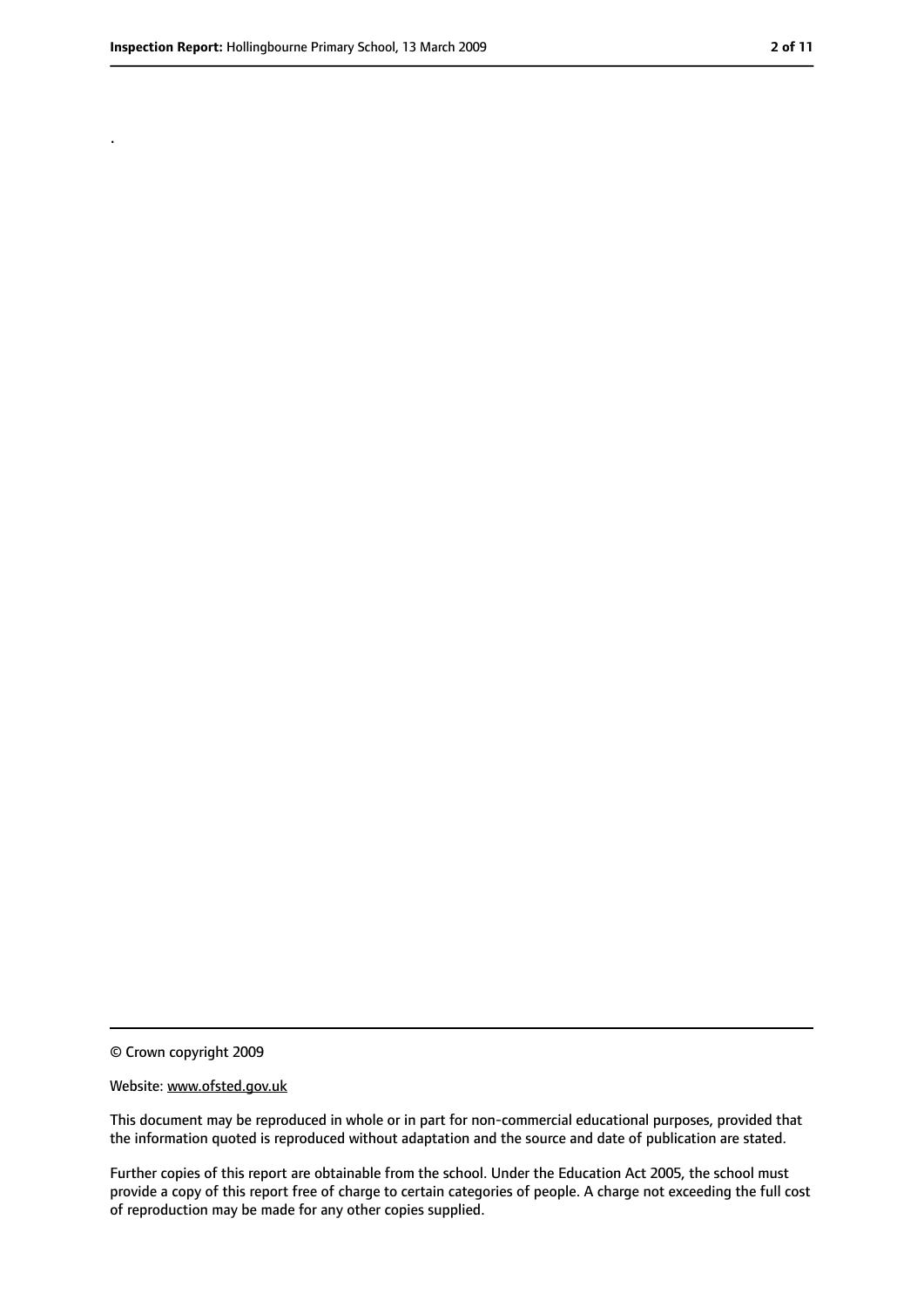© Crown copyright 2009

Website: www.ofsted.gov.uk

This document may be reproduced in whole or in part for non-commercial educational purposes, provided that the information quoted is reproduced without adaptation and the source and date of publication are stated.

Further copies of this report are obtainable from the school. Under the Education Act 2005, the school must provide a copy of this report free of charge to certain categories of people. A charge not exceeding the full cost of reproduction may be made for any other copies supplied.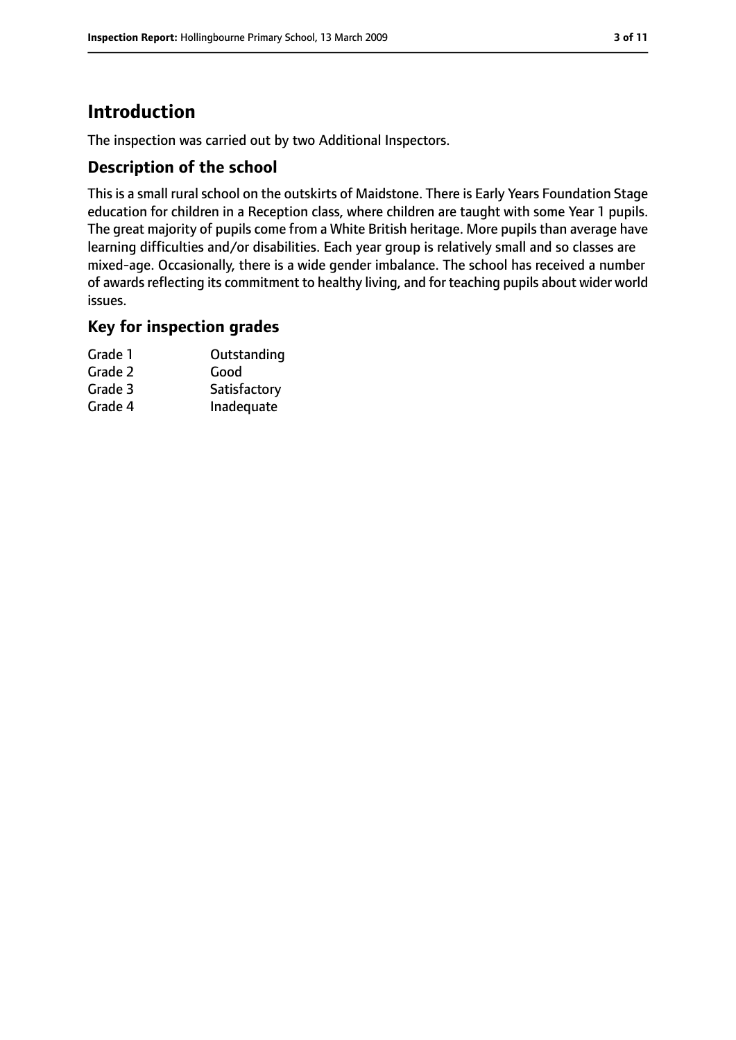# Introduction

The inspection was carried out by two Additional Inspectors.

## Description of the school

This is a small rural school on the outskirts of Maidstone. There is Early Years Foundation Stage education for children in a Reception class, where children are taught with some Year 1 pupils. The great majority of pupils come from a White British heritage. More pupils than average have learning difficulties and/or disabilities. Each year group is relatively small and so classes are mixed-age. Occasionally, there is a wide gender imbalance. The school has received a number of awards reflecting its commitment to healthy living, and for teaching pupils about wider world issues.

## Key for inspection grades

| | |
|---|---|
| Grade 1 | Outstanding |
| Grade 2 | Good |
| Grade 3 | Satisfactory |
| Grade 4 | Inadequate |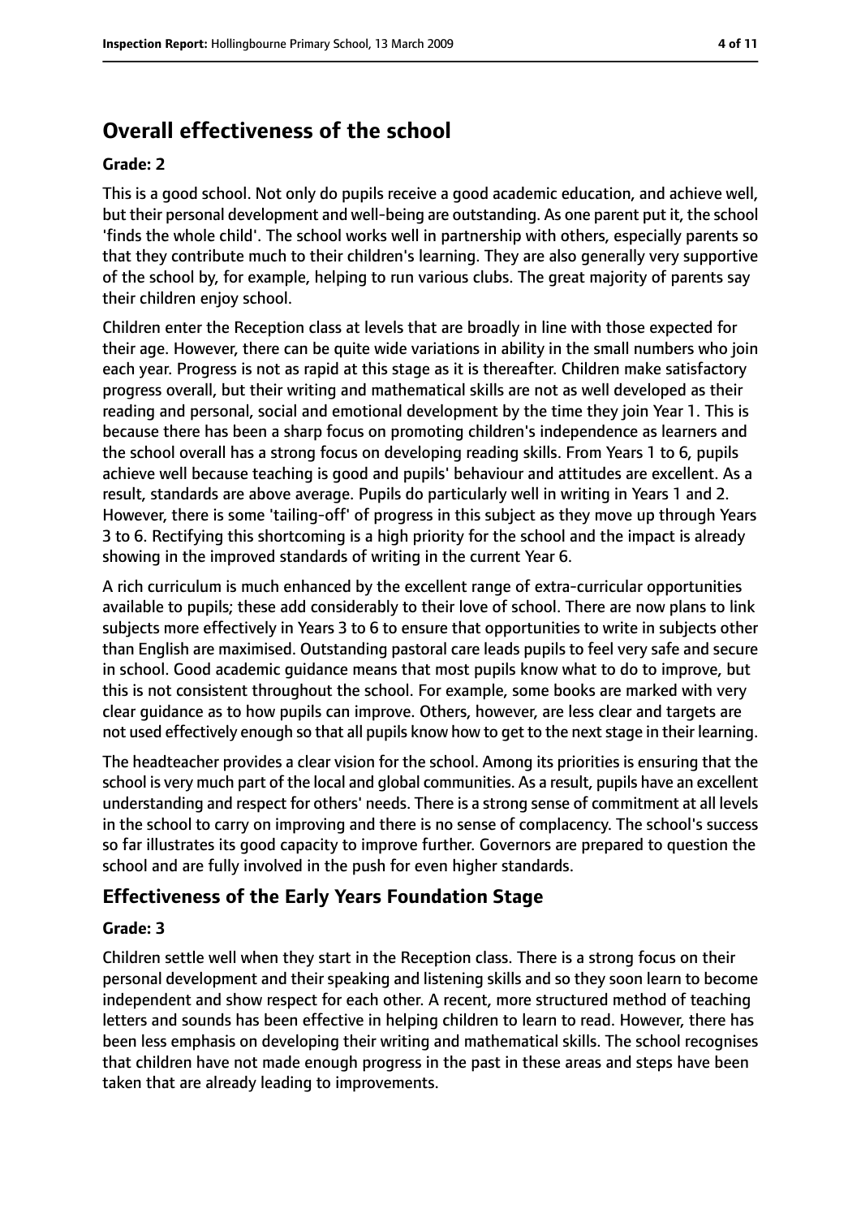## Overall effectiveness of the school

### Grade: 2

This is a good school. Not only do pupils receive a good academic education, and achieve well, but their personal development and well-being are outstanding. As one parent put it, the school 'finds the whole child'. The school works well in partnership with others, especially parents so that they contribute much to their children's learning. They are also generally very supportive of the school by, for example, helping to run various clubs. The great majority of parents say their children enjoy school.

Children enter the Reception class at levels that are broadly in line with those expected for their age. However, there can be quite wide variations in ability in the small numbers who join each year. Progress is not as rapid at this stage as it is thereafter. Children make satisfactory progress overall, but their writing and mathematical skills are not as well developed as their reading and personal, social and emotional development by the time they join Year 1. This is because there has been a sharp focus on promoting children's independence as learners and the school overall has a strong focus on developing reading skills. From Years 1 to 6, pupils achieve well because teaching is good and pupils' behaviour and attitudes are excellent. As a result, standards are above average. Pupils do particularly well in writing in Years 1 and 2. However, there is some 'tailing-off' of progress in this subject as they move up through Years 3 to 6. Rectifying this shortcoming is a high priority for the school and the impact is already showing in the improved standards of writing in the current Year 6.

A rich curriculum is much enhanced by the excellent range of extra-curricular opportunities available to pupils; these add considerably to their love of school. There are now plans to link subjects more effectively in Years 3 to 6 to ensure that opportunities to write in subjects other than English are maximised. Outstanding pastoral care leads pupils to feel very safe and secure in school. Good academic guidance means that most pupils know what to do to improve, but this is not consistent throughout the school. For example, some books are marked with very clear guidance as to how pupils can improve. Others, however, are less clear and targets are not used effectively enough so that all pupils know how to get to the next stage in their learning.

The headteacher provides a clear vision for the school. Among its priorities is ensuring that the school is very much part of the local and global communities. As a result, pupils have an excellent understanding and respect for others' needs. There is a strong sense of commitment at all levels in the school to carry on improving and there is no sense of complacency. The school's success so far illustrates its good capacity to improve further. Governors are prepared to question the school and are fully involved in the push for even higher standards.

## Effectiveness of the Early Years Foundation Stage

### Grade: 3

Children settle well when they start in the Reception class. There is a strong focus on their personal development and their speaking and listening skills and so they soon learn to become independent and show respect for each other. A recent, more structured method of teaching letters and sounds has been effective in helping children to learn to read. However, there has been less emphasis on developing their writing and mathematical skills. The school recognises that children have not made enough progress in the past in these areas and steps have been taken that are already leading to improvements.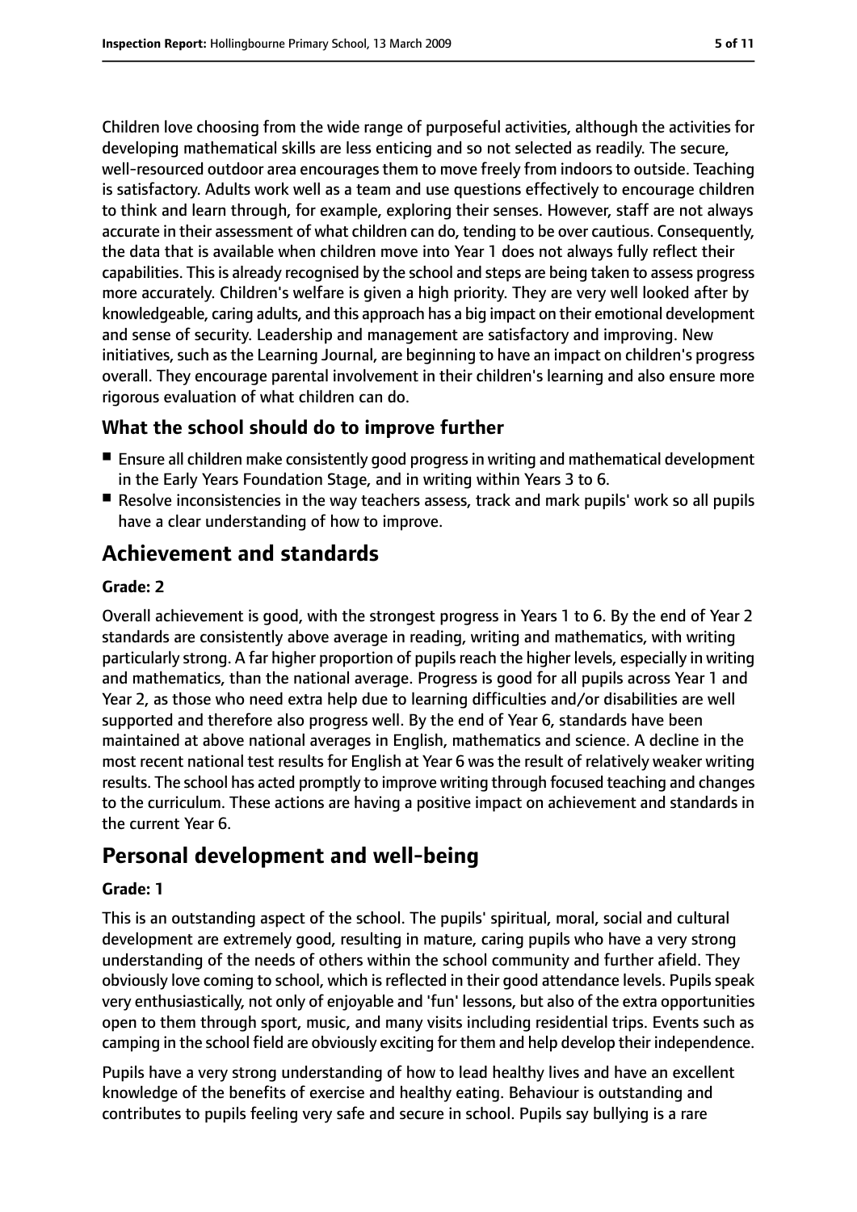Children love choosing from the wide range of purposeful activities, although the activities for developing mathematical skills are less enticing and so not selected as readily. The secure, well-resourced outdoor area encourages them to move freely from indoors to outside. Teaching is satisfactory. Adults work well as a team and use questions effectively to encourage children to think and learn through, for example, exploring their senses. However, staff are not always accurate in their assessment of what children can do, tending to be over cautious. Consequently, the data that is available when children move into Year 1 does not always fully reflect their capabilities. This is already recognised by the school and steps are being taken to assess progress more accurately. Children's welfare is given a high priority. They are very well looked after by knowledgeable, caring adults, and this approach has a big impact on their emotional development and sense of security. Leadership and management are satisfactory and improving. New initiatives, such as the Learning Journal, are beginning to have an impact on children's progress overall. They encourage parental involvement in their children's learning and also ensure more rigorous evaluation of what children can do.

### What the school should do to improve further

- Ensure all children make consistently good progress in writing and mathematical development in the Early Years Foundation Stage, and in writing within Years 3 to 6.
- Resolve inconsistencies in the way teachers assess, track and mark pupils' work so all pupils have a clear understanding of how to improve.

## Achievement and standards

#### Grade: 2

Overall achievement is good, with the strongest progress in Years 1 to 6. By the end of Year 2 standards are consistently above average in reading, writing and mathematics, with writing particularly strong. A far higher proportion of pupils reach the higher levels, especially in writing and mathematics, than the national average. Progress is good for all pupils across Year 1 and Year 2, as those who need extra help due to learning difficulties and/or disabilities are well supported and therefore also progress well. By the end of Year 6, standards have been maintained at above national averages in English, mathematics and science. A decline in the most recent national test results for English at Year 6 was the result of relatively weaker writing results. The school has acted promptly to improve writing through focused teaching and changes to the curriculum. These actions are having a positive impact on achievement and standards in the current Year 6.

## Personal development and well-being

#### Grade: 1

This is an outstanding aspect of the school. The pupils' spiritual, moral, social and cultural development are extremely good, resulting in mature, caring pupils who have a very strong understanding of the needs of others within the school community and further afield. They obviously love coming to school, which is reflected in their good attendance levels. Pupils speak very enthusiastically, not only of enjoyable and 'fun' lessons, but also of the extra opportunities open to them through sport, music, and many visits including residential trips. Events such as camping in the school field are obviously exciting for them and help develop their independence.

Pupils have a very strong understanding of how to lead healthy lives and have an excellent knowledge of the benefits of exercise and healthy eating. Behaviour is outstanding and contributes to pupils feeling very safe and secure in school. Pupils say bullying is a rare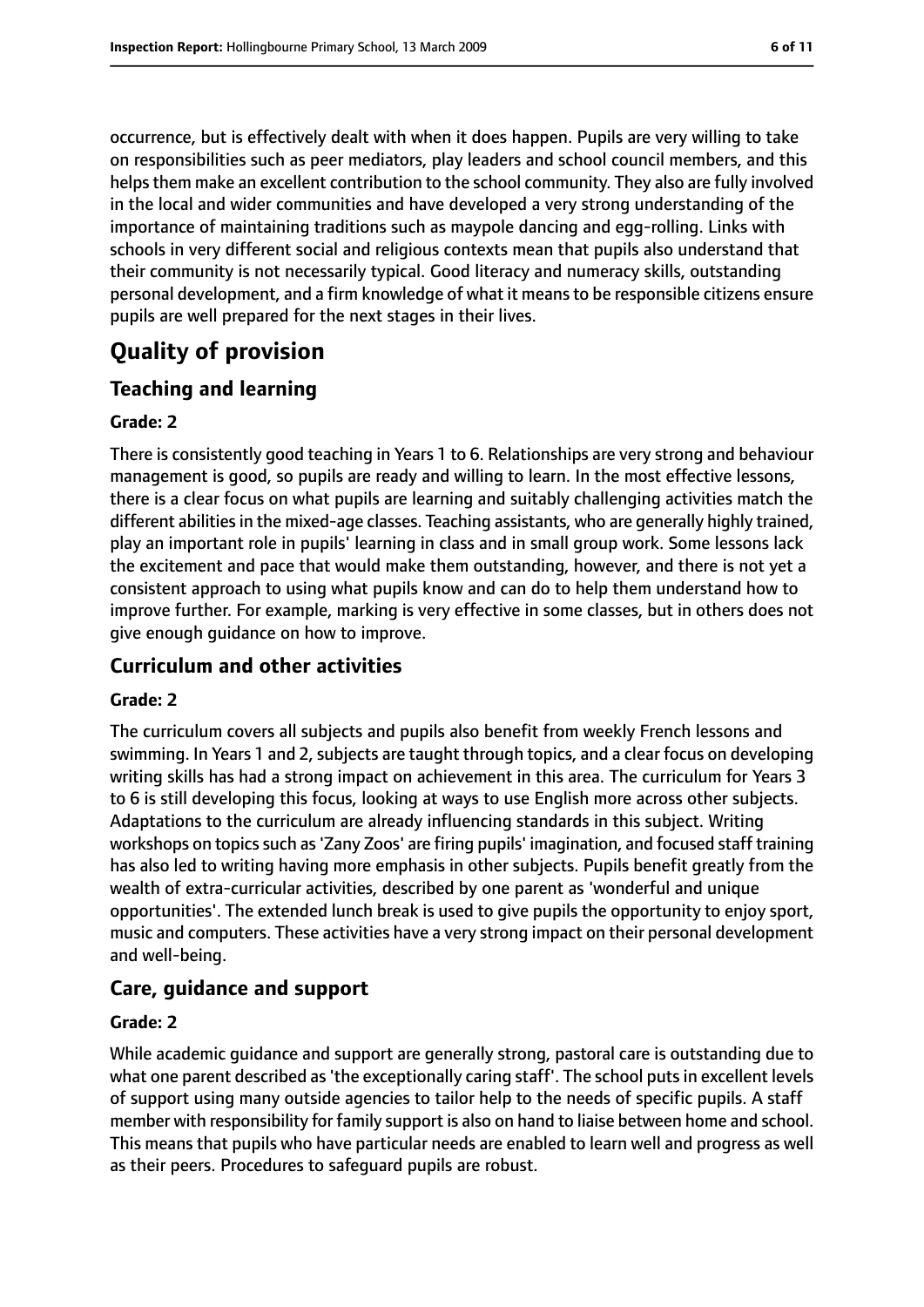occurrence, but is effectively dealt with when it does happen. Pupils are very willing to take on responsibilities such as peer mediators, play leaders and school council members, and this helps them make an excellent contribution to the school community. They also are fully involved in the local and wider communities and have developed a very strong understanding of the importance of maintaining traditions such as maypole dancing and egg-rolling. Links with schools in very different social and religious contexts mean that pupils also understand that their community is not necessarily typical. Good literacy and numeracy skills, outstanding personal development, and a firm knowledge of what it means to be responsible citizens ensure pupils are well prepared for the next stages in their lives.

# Quality of provision

## Teaching and learning

**Grade: 2**

There is consistently good teaching in Years 1 to 6. Relationships are very strong and behaviour management is good, so pupils are ready and willing to learn. In the most effective lessons, there is a clear focus on what pupils are learning and suitably challenging activities match the different abilities in the mixed-age classes. Teaching assistants, who are generally highly trained, play an important role in pupils' learning in class and in small group work. Some lessons lack the excitement and pace that would make them outstanding, however, and there is not yet a consistent approach to using what pupils know and can do to help them understand how to improve further. For example, marking is very effective in some classes, but in others does not give enough guidance on how to improve.

## Curriculum and other activities

**Grade: 2**

The curriculum covers all subjects and pupils also benefit from weekly French lessons and swimming. In Years 1 and 2, subjects are taught through topics, and a clear focus on developing writing skills has had a strong impact on achievement in this area. The curriculum for Years 3 to 6 is still developing this focus, looking at ways to use English more across other subjects. Adaptations to the curriculum are already influencing standards in this subject. Writing workshops on topics such as 'Zany Zoos' are firing pupils' imagination, and focused staff training has also led to writing having more emphasis in other subjects. Pupils benefit greatly from the wealth of extra-curricular activities, described by one parent as 'wonderful and unique opportunities'. The extended lunch break is used to give pupils the opportunity to enjoy sport, music and computers. These activities have a very strong impact on their personal development and well-being.

## Care, guidance and support

**Grade: 2**

While academic guidance and support are generally strong, pastoral care is outstanding due to what one parent described as 'the exceptionally caring staff'. The school puts in excellent levels of support using many outside agencies to tailor help to the needs of specific pupils. A staff member with responsibility for family support is also on hand to liaise between home and school. This means that pupils who have particular needs are enabled to learn well and progress as well as their peers. Procedures to safeguard pupils are robust.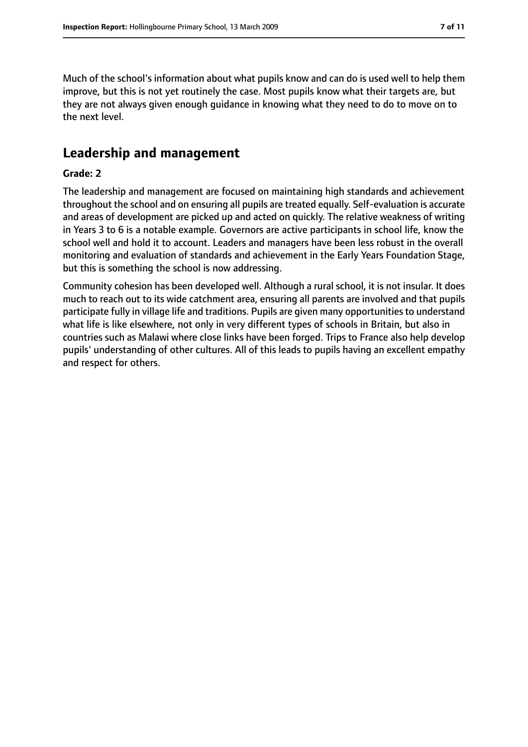Much of the school's information about what pupils know and can do is used well to help them improve, but this is not yet routinely the case. Most pupils know what their targets are, but they are not always given enough guidance in knowing what they need to do to move on to the next level.

## Leadership and management

**Grade: 2**

The leadership and management are focused on maintaining high standards and achievement throughout the school and on ensuring all pupils are treated equally. Self-evaluation is accurate and areas of development are picked up and acted on quickly. The relative weakness of writing in Years 3 to 6 is a notable example. Governors are active participants in school life, know the school well and hold it to account. Leaders and managers have been less robust in the overall monitoring and evaluation of standards and achievement in the Early Years Foundation Stage, but this is something the school is now addressing.

Community cohesion has been developed well. Although a rural school, it is not insular. It does much to reach out to its wide catchment area, ensuring all parents are involved and that pupils participate fully in village life and traditions. Pupils are given many opportunities to understand what life is like elsewhere, not only in very different types of schools in Britain, but also in countries such as Malawi where close links have been forged. Trips to France also help develop pupils' understanding of other cultures. All of this leads to pupils having an excellent empathy and respect for others.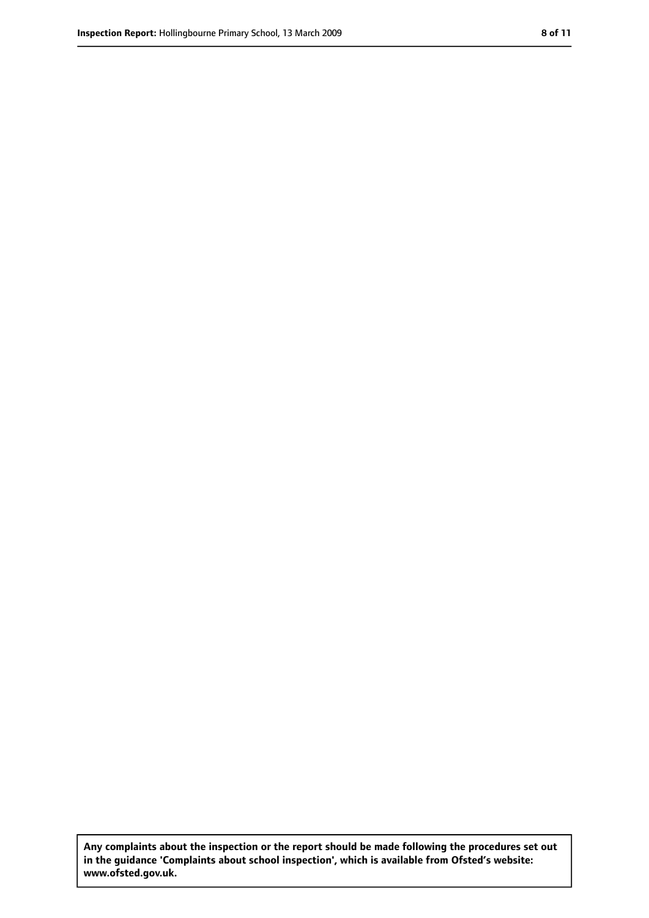**Any complaints about the inspection or the report should be made following the procedures set out in the guidance 'Complaints about school inspection', which is available from Ofsted's website: www.ofsted.gov.uk.**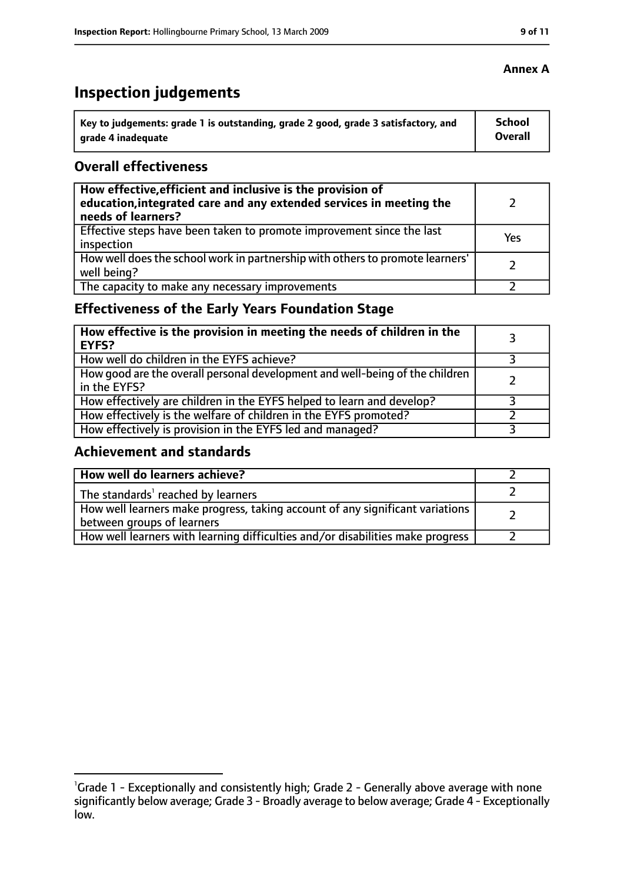**Annex A**

# Inspection judgements

| Key to judgements: grade 1 is outstanding, grade 2 good, grade 3 satisfactory, and grade 4 inadequate | School Overall |
|---|---|

## Overall effectiveness

| | |
|---|---|
| **How effective, efficient and inclusive is the provision of education, integrated care and any extended services in meeting the needs of learners?** | 2 |
| Effective steps have been taken to promote improvement since the last inspection | Yes |
| How well does the school work in partnership with others to promote learners' well being? | 2 |
| The capacity to make any necessary improvements | 2 |

## Effectiveness of the Early Years Foundation Stage

| | |
|---|---|
| **How effective is the provision in meeting the needs of children in the EYFS?** | 3 |
| How well do children in the EYFS achieve? | 3 |
| How good are the overall personal development and well-being of the children in the EYFS? | 2 |
| How effectively are children in the EYFS helped to learn and develop? | 3 |
| How effectively is the welfare of children in the EYFS promoted? | 2 |
| How effectively is provision in the EYFS led and managed? | 3 |

## Achievement and standards

| | |
|---|---|
| **How well do learners achieve?** | 2 |
| The standards[1] reached by learners | 2 |
| How well learners make progress, taking account of any significant variations between groups of learners | 2 |
| How well learners with learning difficulties and/or disabilities make progress | 2 |

[1]Grade 1 - Exceptionally and consistently high; Grade 2 - Generally above average with none significantly below average; Grade 3 - Broadly average to below average; Grade 4 - Exceptionally low.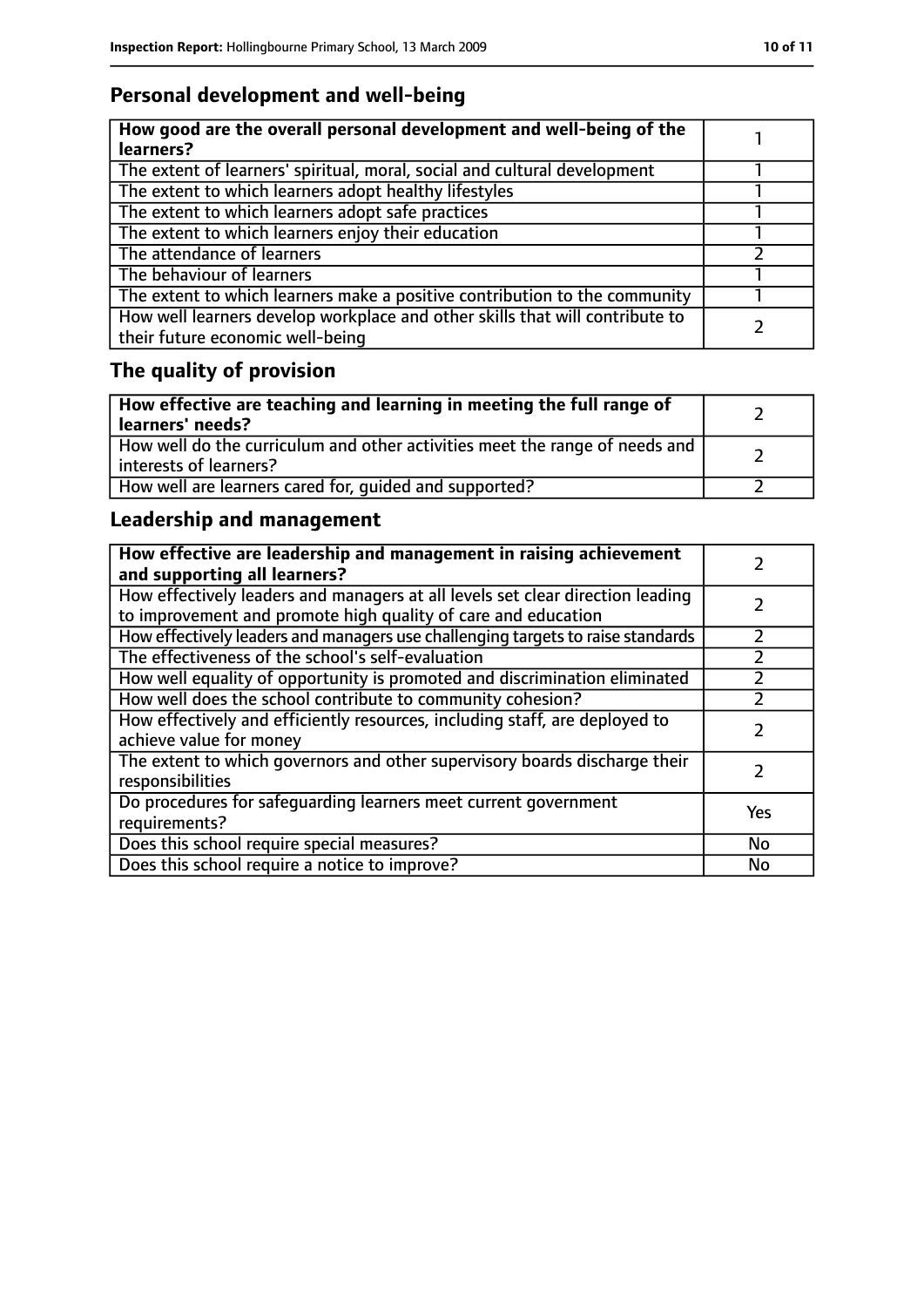## Personal development and well-being

| How good are the overall personal development and well-being of the learners? | 1 |
|---|---|
| The extent of learners' spiritual, moral, social and cultural development | 1 |
| The extent to which learners adopt healthy lifestyles | 1 |
| The extent to which learners adopt safe practices | 1 |
| The extent to which learners enjoy their education | 1 |
| The attendance of learners | 2 |
| The behaviour of learners | 1 |
| The extent to which learners make a positive contribution to the community | 1 |
| How well learners develop workplace and other skills that will contribute to their future economic well-being | 2 |

## The quality of provision

| How effective are teaching and learning in meeting the full range of learners' needs? | 2 |
|---|---|
| How well do the curriculum and other activities meet the range of needs and interests of learners? | 2 |
| How well are learners cared for, guided and supported? | 2 |

## Leadership and management

| How effective are leadership and management in raising achievement and supporting all learners? | 2 |
|---|---|
| How effectively leaders and managers at all levels set clear direction leading to improvement and promote high quality of care and education | 2 |
| How effectively leaders and managers use challenging targets to raise standards | 2 |
| The effectiveness of the school's self-evaluation | 2 |
| How well equality of opportunity is promoted and discrimination eliminated | 2 |
| How well does the school contribute to community cohesion? | 2 |
| How effectively and efficiently resources, including staff, are deployed to achieve value for money | 2 |
| The extent to which governors and other supervisory boards discharge their responsibilities | 2 |
| Do procedures for safeguarding learners meet current government requirements? | Yes |
| Does this school require special measures? | No |
| Does this school require a notice to improve? | No |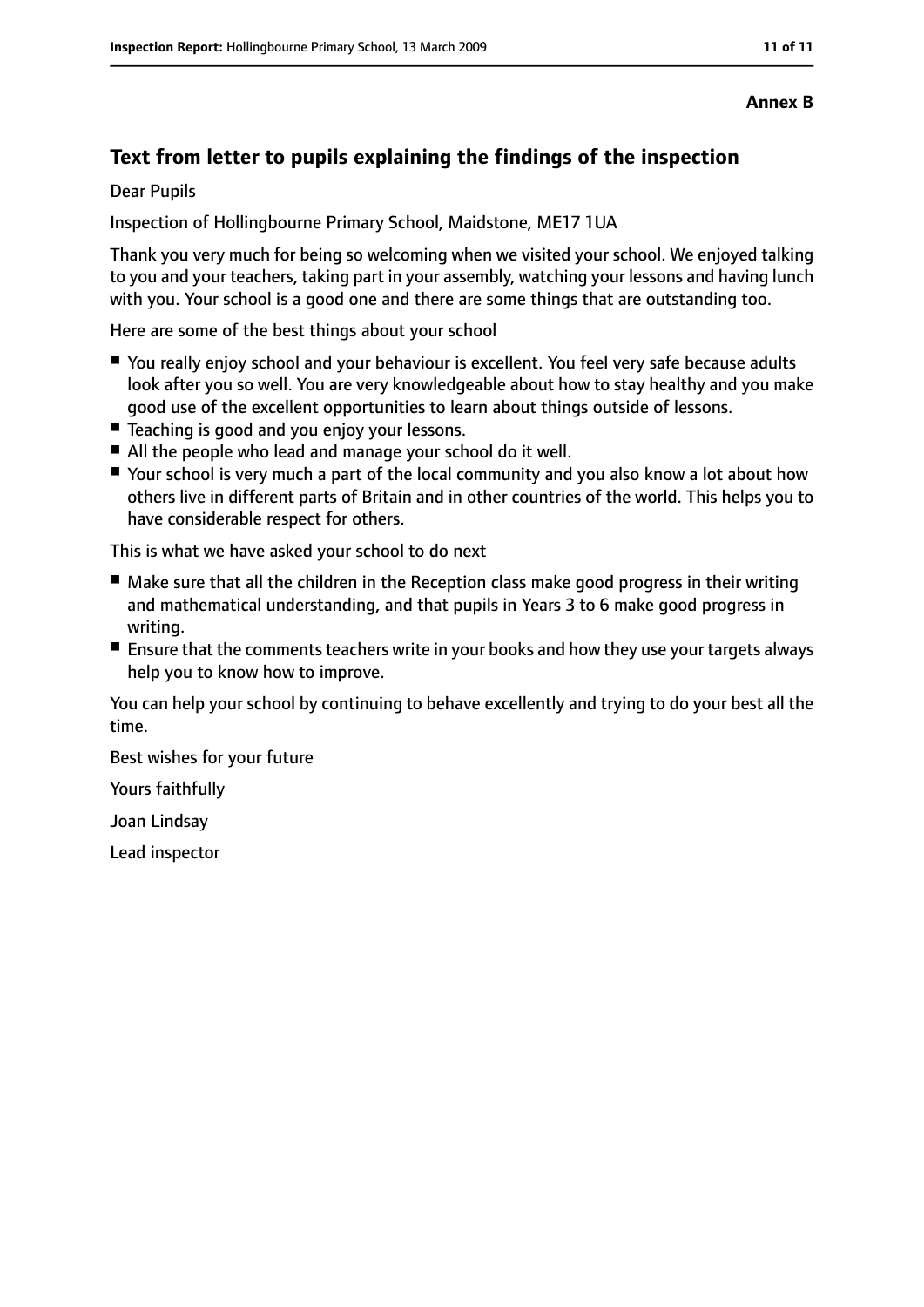**Annex B**

## Text from letter to pupils explaining the findings of the inspection

Dear Pupils

Inspection of Hollingbourne Primary School, Maidstone, ME17 1UA

Thank you very much for being so welcoming when we visited your school. We enjoyed talking to you and your teachers, taking part in your assembly, watching your lessons and having lunch with you. Your school is a good one and there are some things that are outstanding too.

Here are some of the best things about your school

- You really enjoy school and your behaviour is excellent. You feel very safe because adults look after you so well. You are very knowledgeable about how to stay healthy and you make good use of the excellent opportunities to learn about things outside of lessons.
- Teaching is good and you enjoy your lessons.
- All the people who lead and manage your school do it well.
- Your school is very much a part of the local community and you also know a lot about how others live in different parts of Britain and in other countries of the world. This helps you to have considerable respect for others.

This is what we have asked your school to do next

- Make sure that all the children in the Reception class make good progress in their writing and mathematical understanding, and that pupils in Years 3 to 6 make good progress in writing.
- Ensure that the comments teachers write in your books and how they use your targets always help you to know how to improve.

You can help your school by continuing to behave excellently and trying to do your best all the time.

Best wishes for your future

Yours faithfully

Joan Lindsay

Lead inspector